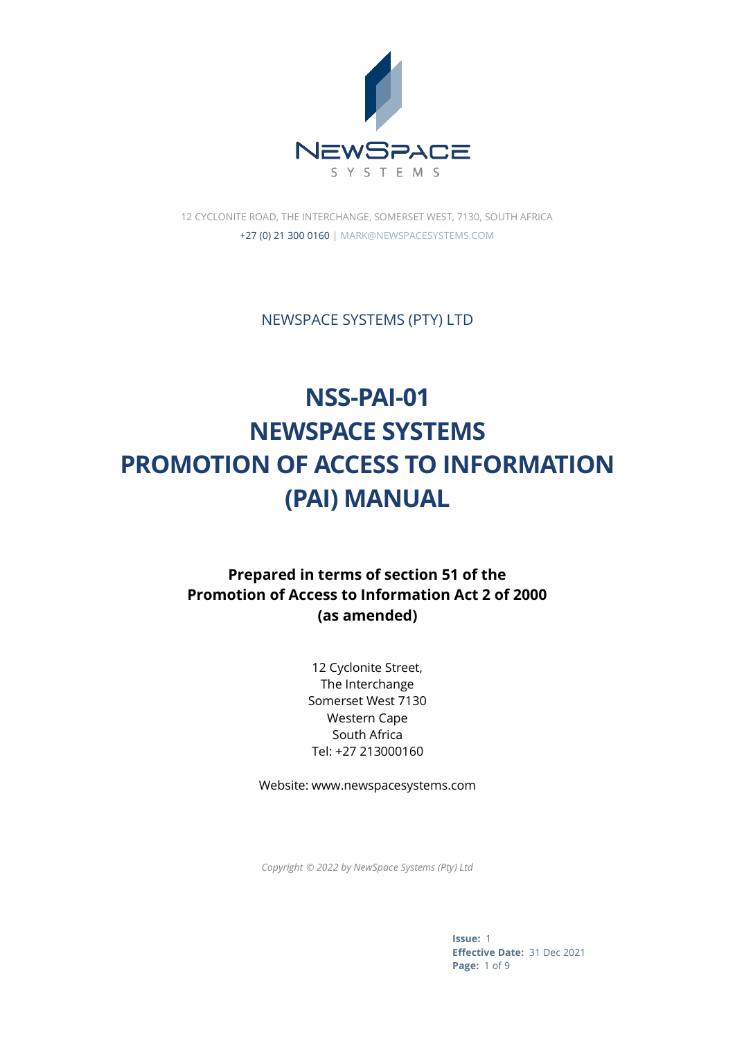12 CYCLONITE ROAD, THE INTERCHANGE, SOMERSET WEST, 7130, SOUTH AFRICA
+27 (0) 21 300 0160 | MARK@NEWSPACESYSTEMS.COM

NEWSPACE SYSTEMS (PTY) LTD

# NSS-PAI-01
# NEWSPACE SYSTEMS
# PROMOTION OF ACCESS TO INFORMATION (PAI) MANUAL

**Prepared in terms of section 51 of the Promotion of Access to Information Act 2 of 2000 (as amended)**

12 Cyclonite Street,
The Interchange
Somerset West 7130
Western Cape
South Africa
Tel: +27 213000160

Website: www.newspacesystems.com

*Copyright © 2022 by NewSpace Systems (Pty) Ltd*

**Issue:** 1
**Effective Date:** 31 Dec 2021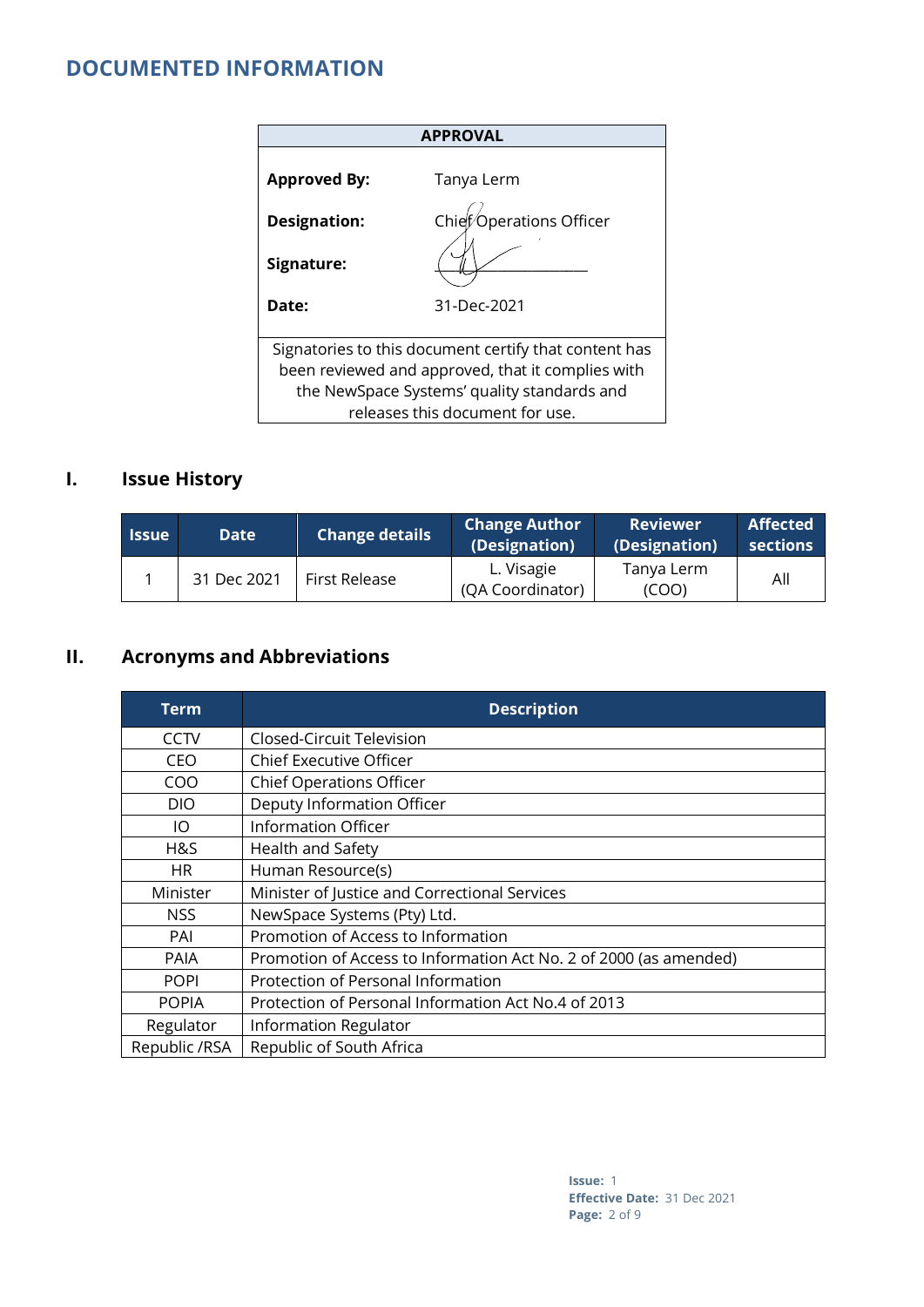# DOCUMENTED INFORMATION

| APPROVAL | |
|---|---|
| **Approved By:** | Tanya Lerm |
| **Designation:** | Chief Operations Officer |
| **Signature:** | |
| **Date:** | 31-Dec-2021 |
| Signatories to this document certify that content has been reviewed and approved, that it complies with the NewSpace Systems' quality standards and releases this document for use. | |

## I. Issue History

| Issue | Date | Change details | Change Author (Designation) | Reviewer (Designation) | Affected sections |
|---|---|---|---|---|---|
| 1 | 31 Dec 2021 | First Release | L. Visagie (QA Coordinator) | Tanya Lerm (COO) | All |

## II. Acronyms and Abbreviations

| Term | Description |
|---|---|
| CCTV | Closed-Circuit Television |
| CEO | Chief Executive Officer |
| COO | Chief Operations Officer |
| DIO | Deputy Information Officer |
| IO | Information Officer |
| H&S | Health and Safety |
| HR | Human Resource(s) |
| Minister | Minister of Justice and Correctional Services |
| NSS | NewSpace Systems (Pty) Ltd. |
| PAI | Promotion of Access to Information |
| PAIA | Promotion of Access to Information Act No. 2 of 2000 (as amended) |
| POPI | Protection of Personal Information |
| POPIA | Protection of Personal Information Act No.4 of 2013 |
| Regulator | Information Regulator |
| Republic /RSA | Republic of South Africa |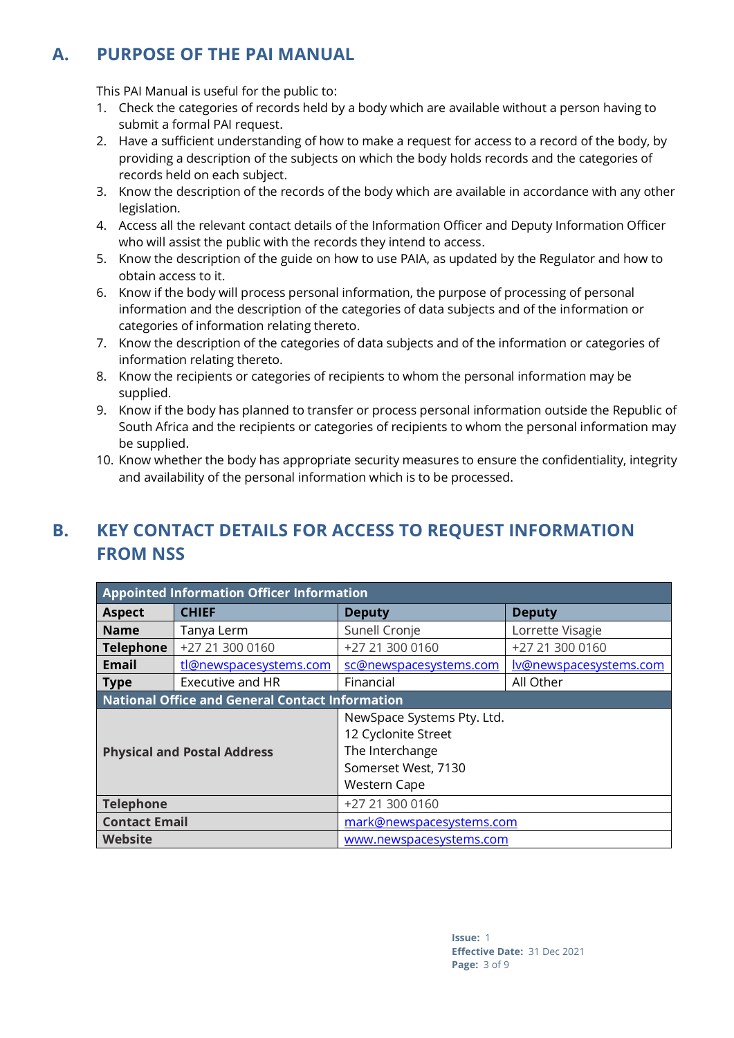## A. PURPOSE OF THE PAI MANUAL

This PAI Manual is useful for the public to:

1. Check the categories of records held by a body which are available without a person having to submit a formal PAI request.
2. Have a sufficient understanding of how to make a request for access to a record of the body, by providing a description of the subjects on which the body holds records and the categories of records held on each subject.
3. Know the description of the records of the body which are available in accordance with any other legislation.
4. Access all the relevant contact details of the Information Officer and Deputy Information Officer who will assist the public with the records they intend to access.
5. Know the description of the guide on how to use PAIA, as updated by the Regulator and how to obtain access to it.
6. Know if the body will process personal information, the purpose of processing of personal information and the description of the categories of data subjects and of the information or categories of information relating thereto.
7. Know the description of the categories of data subjects and of the information or categories of information relating thereto.
8. Know the recipients or categories of recipients to whom the personal information may be supplied.
9. Know if the body has planned to transfer or process personal information outside the Republic of South Africa and the recipients or categories of recipients to whom the personal information may be supplied.
10. Know whether the body has appropriate security measures to ensure the confidentiality, integrity and availability of the personal information which is to be processed.

## B. KEY CONTACT DETAILS FOR ACCESS TO REQUEST INFORMATION FROM NSS

| **Appointed Information Officer Information** | | | |
|---|---|---|---|
| **Aspect** | **CHIEF** | **Deputy** | **Deputy** |
| **Name** | Tanya Lerm | Sunell Cronje | Lorrette Visagie |
| **Telephone** | +27 21 300 0160 | +27 21 300 0160 | +27 21 300 0160 |
| **Email** | tl@newspacesystems.com | sc@newspacesystems.com | lv@newspacesystems.com |
| **Type** | Executive and HR | Financial | All Other |
| **National Office and General Contact Information** | | | |
| **Physical and Postal Address** | | NewSpace Systems Pty. Ltd.<br>12 Cyclonite Street<br>The Interchange<br>Somerset West, 7130<br>Western Cape | |
| **Telephone** | | +27 21 300 0160 | |
| **Contact Email** | | mark@newspacesystems.com | |
| **Website** | | www.newspacesystems.com | |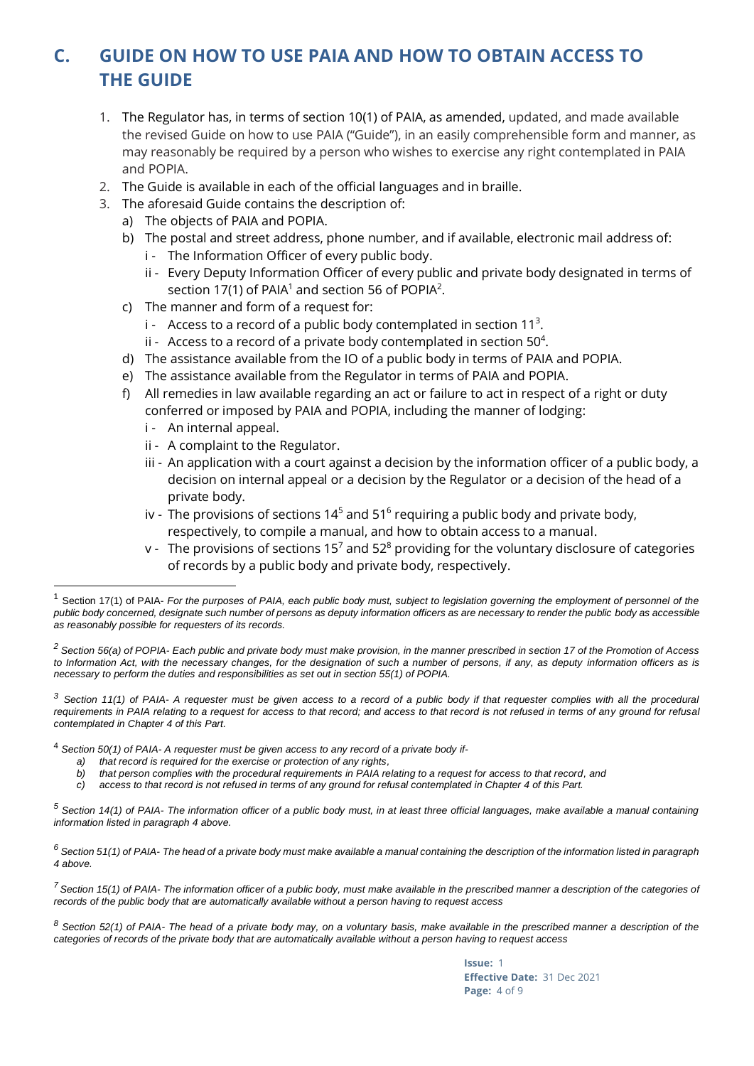## C. GUIDE ON HOW TO USE PAIA AND HOW TO OBTAIN ACCESS TO THE GUIDE

1. The Regulator has, in terms of section 10(1) of PAIA, as amended, updated, and made available the revised Guide on how to use PAIA ("Guide"), in an easily comprehensible form and manner, as may reasonably be required by a person who wishes to exercise any right contemplated in PAIA and POPIA.
2. The Guide is available in each of the official languages and in braille.
3. The aforesaid Guide contains the description of:
   a) The objects of PAIA and POPIA.
   b) The postal and street address, phone number, and if available, electronic mail address of:
      i - The Information Officer of every public body.
      ii - Every Deputy Information Officer of every public and private body designated in terms of section 17(1) of PAIA[1] and section 56 of POPIA[2].
   c) The manner and form of a request for:
      i - Access to a record of a public body contemplated in section 11[3].
      ii - Access to a record of a private body contemplated in section 50[4].
   d) The assistance available from the IO of a public body in terms of PAIA and POPIA.
   e) The assistance available from the Regulator in terms of PAIA and POPIA.
   f) All remedies in law available regarding an act or failure to act in respect of a right or duty conferred or imposed by PAIA and POPIA, including the manner of lodging:
      i - An internal appeal.
      ii - A complaint to the Regulator.
      iii - An application with a court against a decision by the information officer of a public body, a decision on internal appeal or a decision by the Regulator or a decision of the head of a private body.
      iv - The provisions of sections 14[5] and 51[6] requiring a public body and private body, respectively, to compile a manual, and how to obtain access to a manual.
      v - The provisions of sections 15[7] and 52[8] providing for the voluntary disclosure of categories of records by a public body and private body, respectively.

---

[1] Section 17(1) of PAIA- *For the purposes of PAIA, each public body must, subject to legislation governing the employment of personnel of the public body concerned, designate such number of persons as deputy information officers as are necessary to render the public body as accessible as reasonably possible for requesters of its records.*

[2] *Section 56(a) of POPIA- Each public and private body must make provision, in the manner prescribed in section 17 of the Promotion of Access to Information Act, with the necessary changes, for the designation of such a number of persons, if any, as deputy information officers as is necessary to perform the duties and responsibilities as set out in section 55(1) of POPIA.*

[3] *Section 11(1) of PAIA- A requester must be given access to a record of a public body if that requester complies with all the procedural requirements in PAIA relating to a request for access to that record; and access to that record is not refused in terms of any ground for refusal contemplated in Chapter 4 of this Part.*

[4] *Section 50(1) of PAIA- A requester must be given access to any record of a private body if-*
   *a) that record is required for the exercise or protection of any rights,*
   *b) that person complies with the procedural requirements in PAIA relating to a request for access to that record, and*
   *c) access to that record is not refused in terms of any ground for refusal contemplated in Chapter 4 of this Part.*

[5] *Section 14(1) of PAIA- The information officer of a public body must, in at least three official languages, make available a manual containing information listed in paragraph 4 above.*

[6] *Section 51(1) of PAIA- The head of a private body must make available a manual containing the description of the information listed in paragraph 4 above.*

[7] *Section 15(1) of PAIA- The information officer of a public body, must make available in the prescribed manner a description of the categories of records of the public body that are automatically available without a person having to request access*

[8] *Section 52(1) of PAIA- The head of a private body may, on a voluntary basis, make available in the prescribed manner a description of the categories of records of the private body that are automatically available without a person having to request access*

**Issue:** 1
**Effective Date:** 31 Dec 2021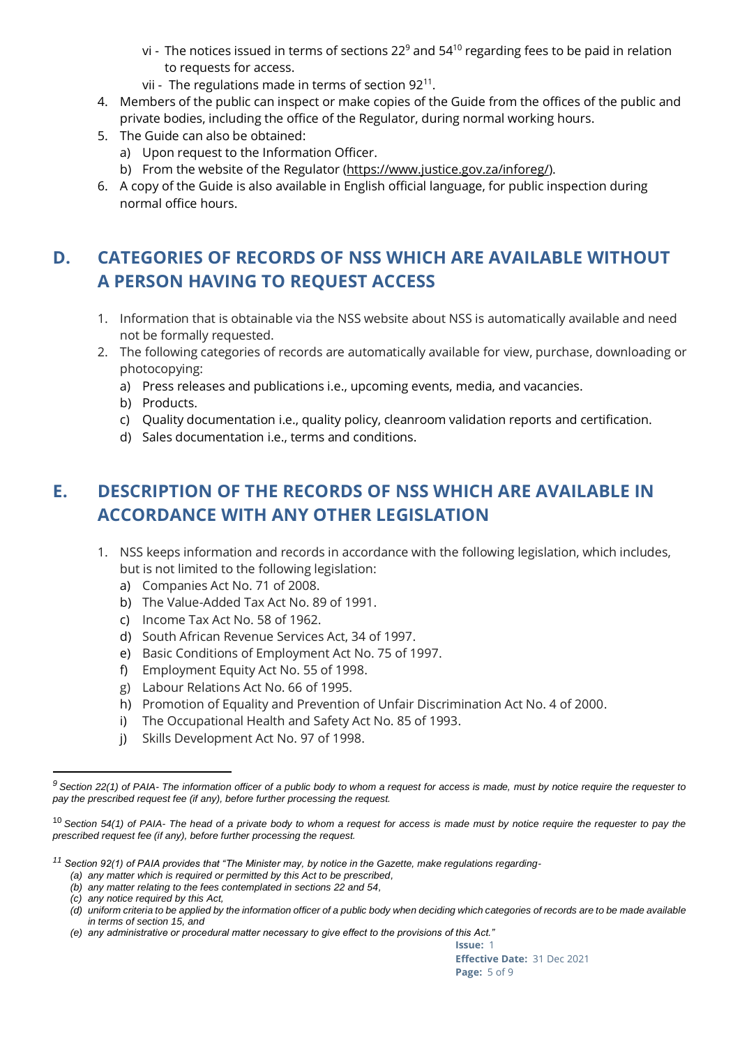vi - The notices issued in terms of sections 22[9] and 54[10] regarding fees to be paid in relation to requests for access.

vii - The regulations made in terms of section 92[11].

4. Members of the public can inspect or make copies of the Guide from the offices of the public and private bodies, including the office of the Regulator, during normal working hours.
5. The Guide can also be obtained:
   a) Upon request to the Information Officer.
   b) From the website of the Regulator (https://www.justice.gov.za/inforeg/).
6. A copy of the Guide is also available in English official language, for public inspection during normal office hours.

## D. CATEGORIES OF RECORDS OF NSS WHICH ARE AVAILABLE WITHOUT A PERSON HAVING TO REQUEST ACCESS

1. Information that is obtainable via the NSS website about NSS is automatically available and need not be formally requested.
2. The following categories of records are automatically available for view, purchase, downloading or photocopying:
   a) Press releases and publications i.e., upcoming events, media, and vacancies.
   b) Products.
   c) Quality documentation i.e., quality policy, cleanroom validation reports and certification.
   d) Sales documentation i.e., terms and conditions.

## E. DESCRIPTION OF THE RECORDS OF NSS WHICH ARE AVAILABLE IN ACCORDANCE WITH ANY OTHER LEGISLATION

1. NSS keeps information and records in accordance with the following legislation, which includes, but is not limited to the following legislation:
   a) Companies Act No. 71 of 2008.
   b) The Value-Added Tax Act No. 89 of 1991.
   c) Income Tax Act No. 58 of 1962.
   d) South African Revenue Services Act, 34 of 1997.
   e) Basic Conditions of Employment Act No. 75 of 1997.
   f) Employment Equity Act No. 55 of 1998.
   g) Labour Relations Act No. 66 of 1995.
   h) Promotion of Equality and Prevention of Unfair Discrimination Act No. 4 of 2000.
   i) The Occupational Health and Safety Act No. 85 of 1993.
   j) Skills Development Act No. 97 of 1998.

---

[9] *Section 22(1) of PAIA- The information officer of a public body to whom a request for access is made, must by notice require the requester to pay the prescribed request fee (if any), before further processing the request.*

[10] *Section 54(1) of PAIA- The head of a private body to whom a request for access is made must by notice require the requester to pay the prescribed request fee (if any), before further processing the request.*

[11] *Section 92(1) of PAIA provides that "The Minister may, by notice in the Gazette, make regulations regarding-*
*(a) any matter which is required or permitted by this Act to be prescribed,*
*(b) any matter relating to the fees contemplated in sections 22 and 54,*
*(c) any notice required by this Act,*
*(d) uniform criteria to be applied by the information officer of a public body when deciding which categories of records are to be made available in terms of section 15, and*
*(e) any administrative or procedural matter necessary to give effect to the provisions of this Act."*

**Issue:** 1
**Effective Date:** 31 Dec 2021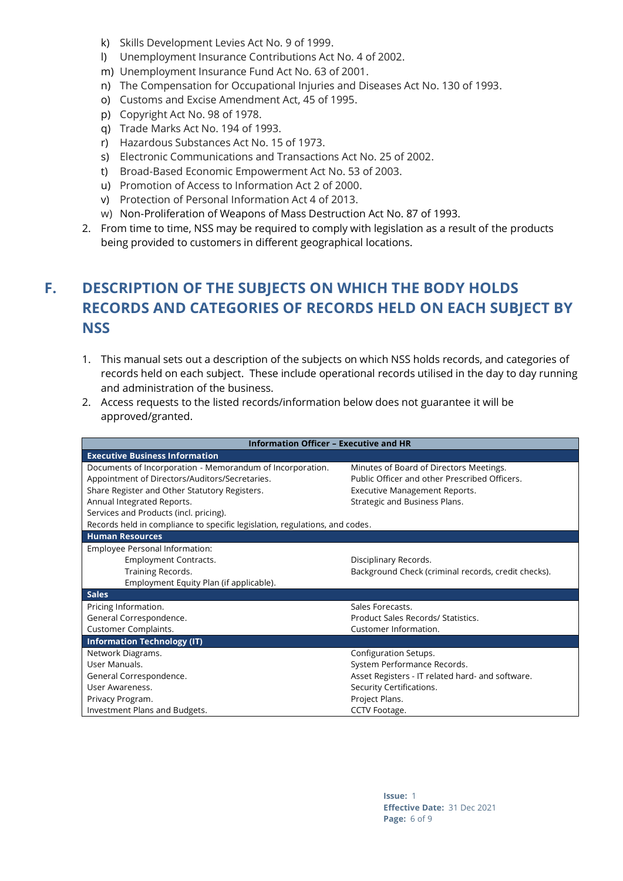k) Skills Development Levies Act No. 9 of 1999.
l) Unemployment Insurance Contributions Act No. 4 of 2002.
m) Unemployment Insurance Fund Act No. 63 of 2001.
n) The Compensation for Occupational Injuries and Diseases Act No. 130 of 1993.
o) Customs and Excise Amendment Act, 45 of 1995.
p) Copyright Act No. 98 of 1978.
q) Trade Marks Act No. 194 of 1993.
r) Hazardous Substances Act No. 15 of 1973.
s) Electronic Communications and Transactions Act No. 25 of 2002.
t) Broad-Based Economic Empowerment Act No. 53 of 2003.
u) Promotion of Access to Information Act 2 of 2000.
v) Protection of Personal Information Act 4 of 2013.
w) Non-Proliferation of Weapons of Mass Destruction Act No. 87 of 1993.

2. From time to time, NSS may be required to comply with legislation as a result of the products being provided to customers in different geographical locations.

## F. DESCRIPTION OF THE SUBJECTS ON WHICH THE BODY HOLDS RECORDS AND CATEGORIES OF RECORDS HELD ON EACH SUBJECT BY NSS

1. This manual sets out a description of the subjects on which NSS holds records, and categories of records held on each subject. These include operational records utilised in the day to day running and administration of the business.
2. Access requests to the listed records/information below does not guarantee it will be approved/granted.

| **Information Officer – Executive and HR** | |
|---|---|
| **Executive Business Information** | |
| Documents of Incorporation - Memorandum of Incorporation. | Minutes of Board of Directors Meetings. |
| Appointment of Directors/Auditors/Secretaries. | Public Officer and other Prescribed Officers. |
| Share Register and Other Statutory Registers. | Executive Management Reports. |
| Annual Integrated Reports. | Strategic and Business Plans. |
| Services and Products (incl. pricing). | |
| Records held in compliance to specific legislation, regulations, and codes. | |
| **Human Resources** | |
| Employee Personal Information: | |
| Employment Contracts. | Disciplinary Records. |
| Training Records. | Background Check (criminal records, credit checks). |
| Employment Equity Plan (if applicable). | |
| **Sales** | |
| Pricing Information. | Sales Forecasts. |
| General Correspondence. | Product Sales Records/ Statistics. |
| Customer Complaints. | Customer Information. |
| **Information Technology (IT)** | |
| Network Diagrams. | Configuration Setups. |
| User Manuals. | System Performance Records. |
| General Correspondence. | Asset Registers - IT related hard- and software. |
| User Awareness. | Security Certifications. |
| Privacy Program. | Project Plans. |
| Investment Plans and Budgets. | CCTV Footage. |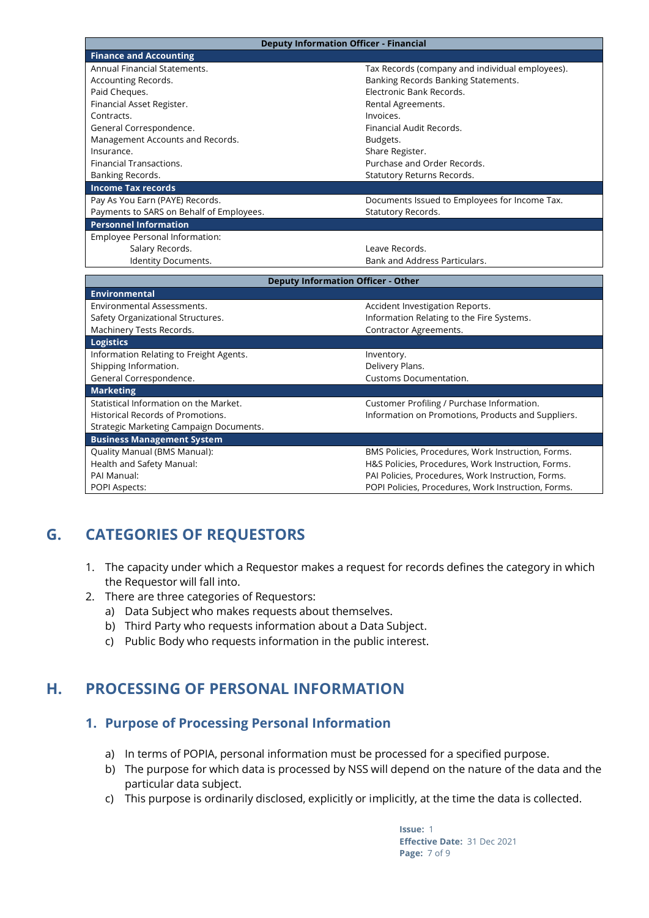| Deputy Information Officer - Financial | |
|---|---|
| **Finance and Accounting** | |
| Annual Financial Statements. | Tax Records (company and individual employees). |
| Accounting Records. | Banking Records Banking Statements. |
| Paid Cheques. | Electronic Bank Records. |
| Financial Asset Register. | Rental Agreements. |
| Contracts. | Invoices. |
| General Correspondence. | Financial Audit Records. |
| Management Accounts and Records. | Budgets. |
| Insurance. | Share Register. |
| Financial Transactions. | Purchase and Order Records. |
| Banking Records. | Statutory Returns Records. |
| **Income Tax records** | |
| Pay As You Earn (PAYE) Records. | Documents Issued to Employees for Income Tax. |
| Payments to SARS on Behalf of Employees. | Statutory Records. |
| **Personnel Information** | |
| Employee Personal Information: | |
| Salary Records. | Leave Records. |
| Identity Documents. | Bank and Address Particulars. |

| Deputy Information Officer - Other | |
|---|---|
| **Environmental** | |
| Environmental Assessments. | Accident Investigation Reports. |
| Safety Organizational Structures. | Information Relating to the Fire Systems. |
| Machinery Tests Records. | Contractor Agreements. |
| **Logistics** | |
| Information Relating to Freight Agents. | Inventory. |
| Shipping Information. | Delivery Plans. |
| General Correspondence. | Customs Documentation. |
| **Marketing** | |
| Statistical Information on the Market. | Customer Profiling / Purchase Information. |
| Historical Records of Promotions. | Information on Promotions, Products and Suppliers. |
| Strategic Marketing Campaign Documents. | |
| **Business Management System** | |
| Quality Manual (BMS Manual): | BMS Policies, Procedures, Work Instruction, Forms. |
| Health and Safety Manual: | H&S Policies, Procedures, Work Instruction, Forms. |
| PAI Manual: | PAI Policies, Procedures, Work Instruction, Forms. |
| POPI Aspects: | POPI Policies, Procedures, Work Instruction, Forms. |

## G. CATEGORIES OF REQUESTORS

1. The capacity under which a Requestor makes a request for records defines the category in which the Requestor will fall into.
2. There are three categories of Requestors:
   a) Data Subject who makes requests about themselves.
   b) Third Party who requests information about a Data Subject.
   c) Public Body who requests information in the public interest.

## H. PROCESSING OF PERSONAL INFORMATION

### 1. Purpose of Processing Personal Information

a) In terms of POPIA, personal information must be processed for a specified purpose.
b) The purpose for which data is processed by NSS will depend on the nature of the data and the particular data subject.
c) This purpose is ordinarily disclosed, explicitly or implicitly, at the time the data is collected.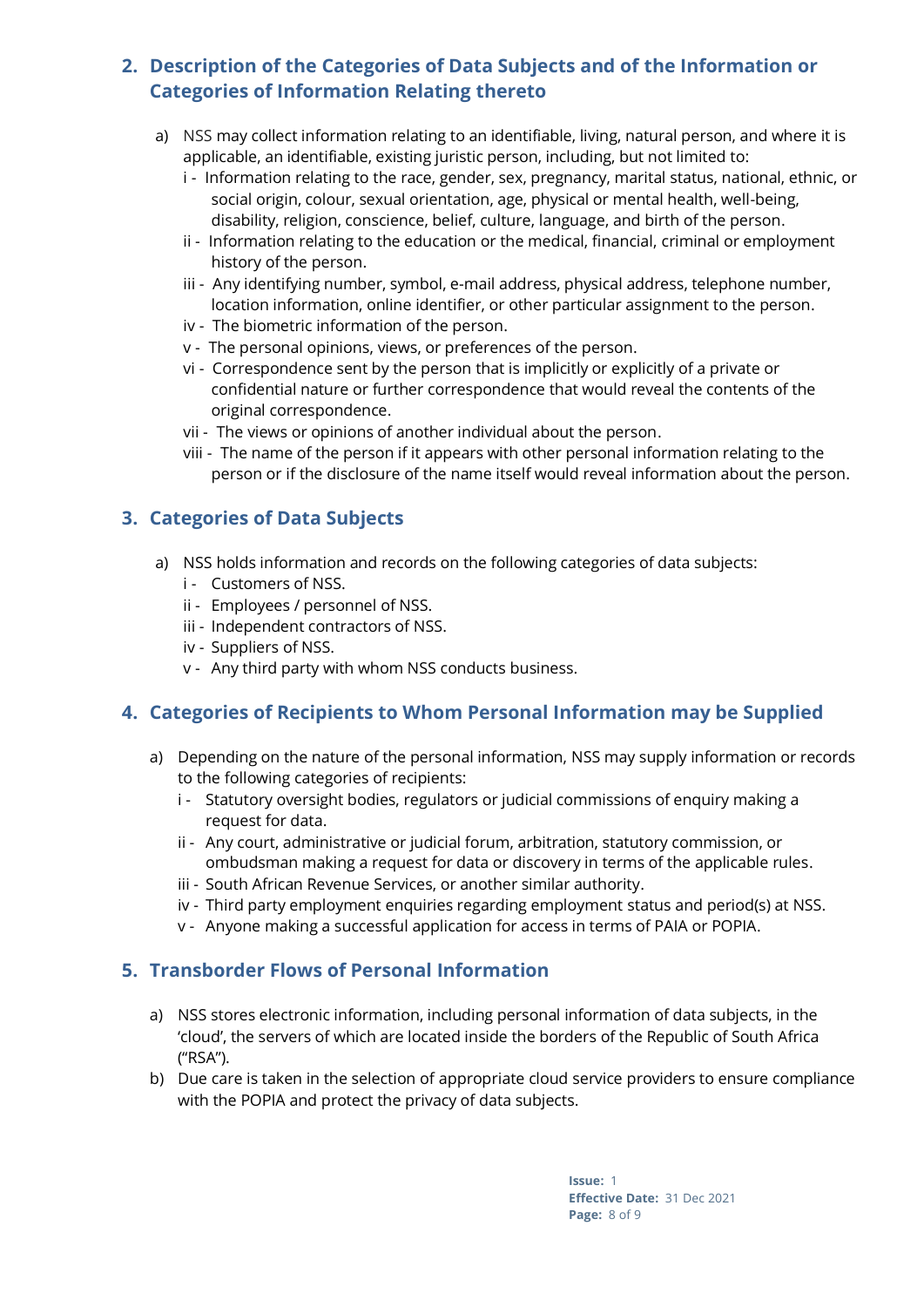## 2. Description of the Categories of Data Subjects and of the Information or Categories of Information Relating thereto

a) NSS may collect information relating to an identifiable, living, natural person, and where it is applicable, an identifiable, existing juristic person, including, but not limited to:
   - i - Information relating to the race, gender, sex, pregnancy, marital status, national, ethnic, or social origin, colour, sexual orientation, age, physical or mental health, well-being, disability, religion, conscience, belief, culture, language, and birth of the person.
   - ii - Information relating to the education or the medical, financial, criminal or employment history of the person.
   - iii - Any identifying number, symbol, e-mail address, physical address, telephone number, location information, online identifier, or other particular assignment to the person.
   - iv - The biometric information of the person.
   - v - The personal opinions, views, or preferences of the person.
   - vi - Correspondence sent by the person that is implicitly or explicitly of a private or confidential nature or further correspondence that would reveal the contents of the original correspondence.
   - vii - The views or opinions of another individual about the person.
   - viii - The name of the person if it appears with other personal information relating to the person or if the disclosure of the name itself would reveal information about the person.

## 3. Categories of Data Subjects

a) NSS holds information and records on the following categories of data subjects:
   - i - Customers of NSS.
   - ii - Employees / personnel of NSS.
   - iii - Independent contractors of NSS.
   - iv - Suppliers of NSS.
   - v - Any third party with whom NSS conducts business.

## 4. Categories of Recipients to Whom Personal Information may be Supplied

a) Depending on the nature of the personal information, NSS may supply information or records to the following categories of recipients:
   - i - Statutory oversight bodies, regulators or judicial commissions of enquiry making a request for data.
   - ii - Any court, administrative or judicial forum, arbitration, statutory commission, or ombudsman making a request for data or discovery in terms of the applicable rules.
   - iii - South African Revenue Services, or another similar authority.
   - iv - Third party employment enquiries regarding employment status and period(s) at NSS.
   - v - Anyone making a successful application for access in terms of PAIA or POPIA.

## 5. Transborder Flows of Personal Information

a) NSS stores electronic information, including personal information of data subjects, in the 'cloud', the servers of which are located inside the borders of the Republic of South Africa ("RSA").

b) Due care is taken in the selection of appropriate cloud service providers to ensure compliance with the POPIA and protect the privacy of data subjects.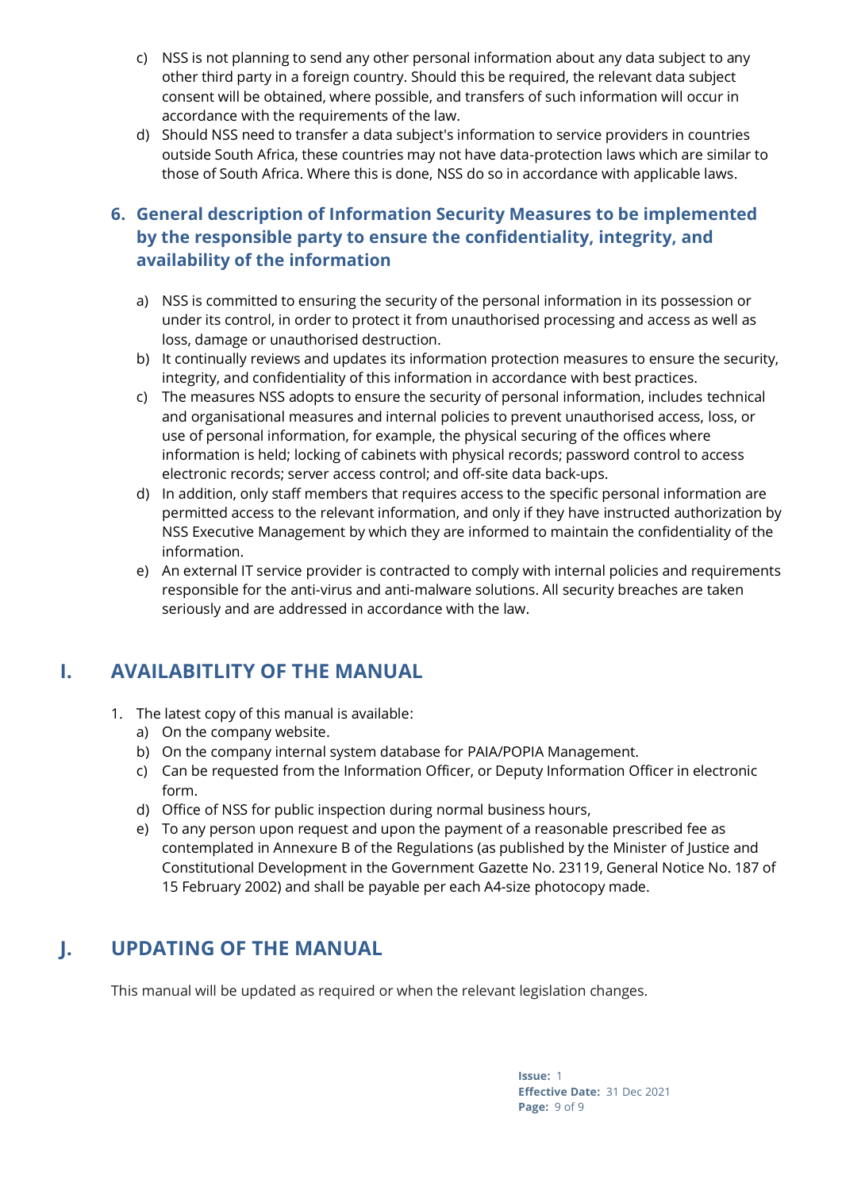c) NSS is not planning to send any other personal information about any data subject to any other third party in a foreign country. Should this be required, the relevant data subject consent will be obtained, where possible, and transfers of such information will occur in accordance with the requirements of the law.

d) Should NSS need to transfer a data subject's information to service providers in countries outside South Africa, these countries may not have data-protection laws which are similar to those of South Africa. Where this is done, NSS do so in accordance with applicable laws.

### 6. General description of Information Security Measures to be implemented by the responsible party to ensure the confidentiality, integrity, and availability of the information

a) NSS is committed to ensuring the security of the personal information in its possession or under its control, in order to protect it from unauthorised processing and access as well as loss, damage or unauthorised destruction.

b) It continually reviews and updates its information protection measures to ensure the security, integrity, and confidentiality of this information in accordance with best practices.

c) The measures NSS adopts to ensure the security of personal information, includes technical and organisational measures and internal policies to prevent unauthorised access, loss, or use of personal information, for example, the physical securing of the offices where information is held; locking of cabinets with physical records; password control to access electronic records; server access control; and off-site data back-ups.

d) In addition, only staff members that requires access to the specific personal information are permitted access to the relevant information, and only if they have instructed authorization by NSS Executive Management by which they are informed to maintain the confidentiality of the information.

e) An external IT service provider is contracted to comply with internal policies and requirements responsible for the anti-virus and anti-malware solutions. All security breaches are taken seriously and are addressed in accordance with the law.

## I. AVAILABITLITY OF THE MANUAL

1. The latest copy of this manual is available:
   a) On the company website.
   b) On the company internal system database for PAIA/POPIA Management.
   c) Can be requested from the Information Officer, or Deputy Information Officer in electronic form.
   d) Office of NSS for public inspection during normal business hours,
   e) To any person upon request and upon the payment of a reasonable prescribed fee as contemplated in Annexure B of the Regulations (as published by the Minister of Justice and Constitutional Development in the Government Gazette No. 23119, General Notice No. 187 of 15 February 2002) and shall be payable per each A4-size photocopy made.

## J. UPDATING OF THE MANUAL

This manual will be updated as required or when the relevant legislation changes.

**Issue:** 1
**Effective Date:** 31 Dec 2021